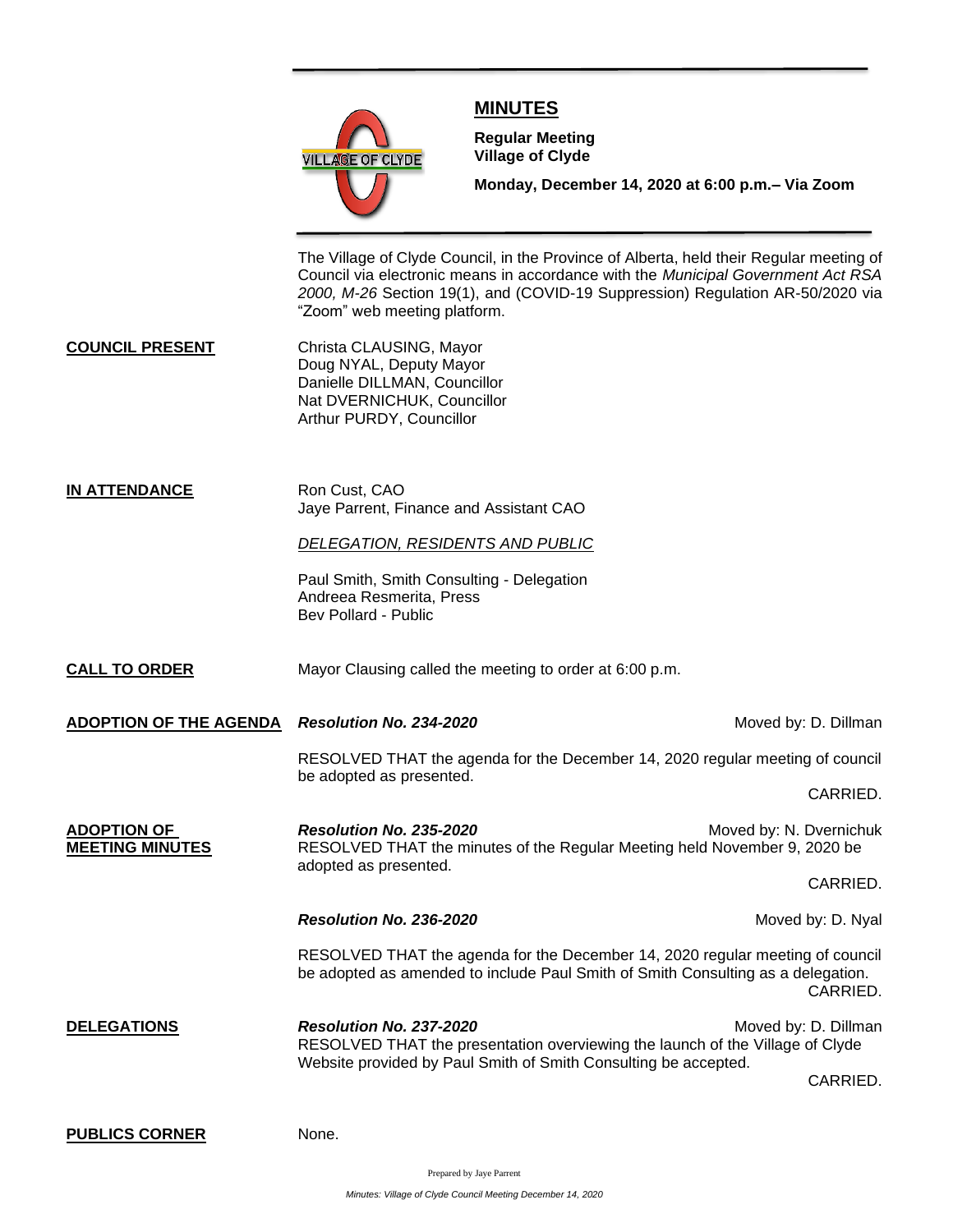# MINUTES

**Regular Meeting**
**Village of Clyde**

**Monday, December 14, 2020 at 6:00 p.m.– Via Zoom**

The Village of Clyde Council, in the Province of Alberta, held their Regular meeting of Council via electronic means in accordance with the *Municipal Government Act RSA 2000, M-26* Section 19(1), and (COVID-19 Suppression) Regulation AR-50/2020 via "Zoom" web meeting platform.

**COUNCIL PRESENT**

Christa CLAUSING, Mayor
Doug NYAL, Deputy Mayor
Danielle DILLMAN, Councillor
Nat DVERNICHUK, Councillor
Arthur PURDY, Councillor

**IN ATTENDANCE**

Ron Cust, CAO
Jaye Parrent, Finance and Assistant CAO

*DELEGATION, RESIDENTS AND PUBLIC*

Paul Smith, Smith Consulting - Delegation
Andreea Resmerita, Press
Bev Pollard - Public

**CALL TO ORDER**

Mayor Clausing called the meeting to order at 6:00 p.m.

**ADOPTION OF THE AGENDA**

***Resolution No. 234-2020*** Moved by: D. Dillman

RESOLVED THAT the agenda for the December 14, 2020 regular meeting of council be adopted as presented.

CARRIED.

**ADOPTION OF MEETING MINUTES**

***Resolution No. 235-2020*** Moved by: N. Dvernichuk

RESOLVED THAT the minutes of the Regular Meeting held November 9, 2020 be adopted as presented.

CARRIED.

***Resolution No. 236-2020*** Moved by: D. Nyal

RESOLVED THAT the agenda for the December 14, 2020 regular meeting of council be adopted as amended to include Paul Smith of Smith Consulting as a delegation.

CARRIED.

**DELEGATIONS**

***Resolution No. 237-2020*** Moved by: D. Dillman

RESOLVED THAT the presentation overviewing the launch of the Village of Clyde Website provided by Paul Smith of Smith Consulting be accepted.

CARRIED.

**PUBLICS CORNER**

None.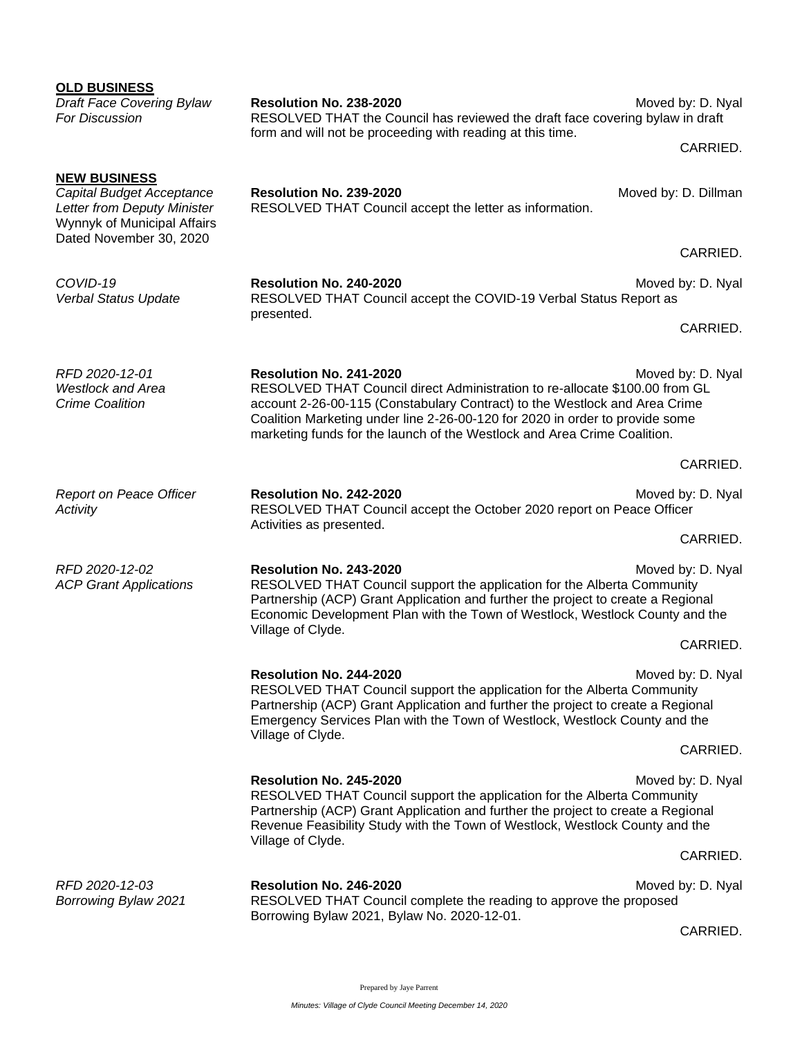**OLD BUSINESS**

*Draft Face Covering Bylaw For Discussion*

**Resolution No. 238-2020** Moved by: D. Nyal

RESOLVED THAT the Council has reviewed the draft face covering bylaw in draft form and will not be proceeding with reading at this time.

CARRIED.

**NEW BUSINESS**

*Capital Budget Acceptance Letter from Deputy Minister* Wynnyk of Municipal Affairs Dated November 30, 2020

**Resolution No. 239-2020** Moved by: D. Dillman

RESOLVED THAT Council accept the letter as information.

CARRIED.

*COVID-19 Verbal Status Update*

**Resolution No. 240-2020** Moved by: D. Nyal

RESOLVED THAT Council accept the COVID-19 Verbal Status Report as presented.

CARRIED.

*RFD 2020-12-01 Westlock and Area Crime Coalition*

**Resolution No. 241-2020** Moved by: D. Nyal

RESOLVED THAT Council direct Administration to re-allocate $100.00 from GL account 2-26-00-115 (Constabulary Contract) to the Westlock and Area Crime Coalition Marketing under line 2-26-00-120 for 2020 in order to provide some marketing funds for the launch of the Westlock and Area Crime Coalition.

CARRIED.

*Report on Peace Officer Activity*

**Resolution No. 242-2020** Moved by: D. Nyal

RESOLVED THAT Council accept the October 2020 report on Peace Officer Activities as presented.

CARRIED.

*RFD 2020-12-02 ACP Grant Applications*

**Resolution No. 243-2020** Moved by: D. Nyal

RESOLVED THAT Council support the application for the Alberta Community Partnership (ACP) Grant Application and further the project to create a Regional Economic Development Plan with the Town of Westlock, Westlock County and the Village of Clyde.

CARRIED.

**Resolution No. 244-2020** Moved by: D. Nyal

RESOLVED THAT Council support the application for the Alberta Community Partnership (ACP) Grant Application and further the project to create a Regional Emergency Services Plan with the Town of Westlock, Westlock County and the Village of Clyde.

CARRIED.

**Resolution No. 245-2020** Moved by: D. Nyal

RESOLVED THAT Council support the application for the Alberta Community Partnership (ACP) Grant Application and further the project to create a Regional Revenue Feasibility Study with the Town of Westlock, Westlock County and the Village of Clyde.

CARRIED.

*RFD 2020-12-03 Borrowing Bylaw 2021*

**Resolution No. 246-2020** Moved by: D. Nyal

RESOLVED THAT Council complete the reading to approve the proposed Borrowing Bylaw 2021, Bylaw No. 2020-12-01.

CARRIED.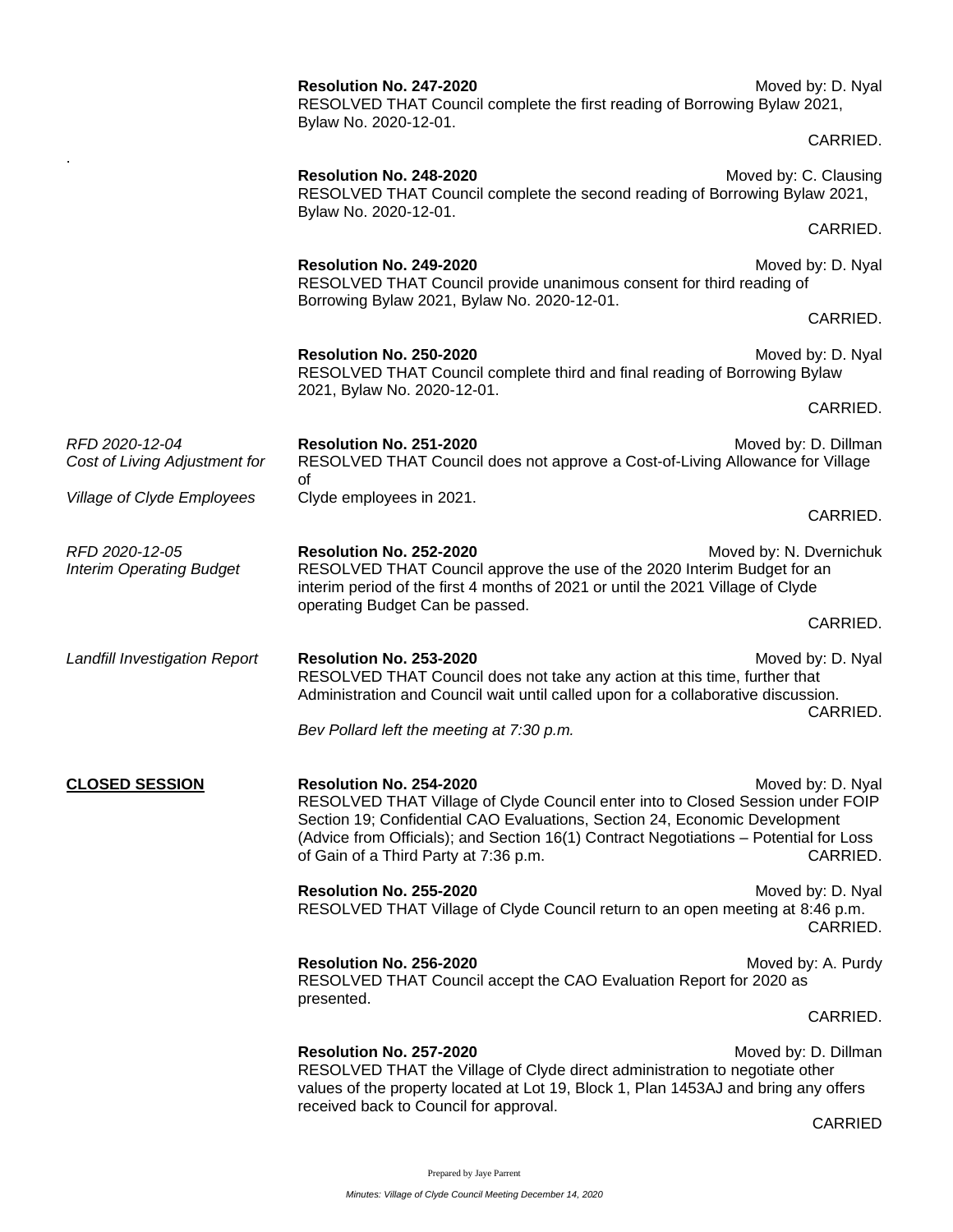**Resolution No. 247-2020** Moved by: D. Nyal
RESOLVED THAT Council complete the first reading of Borrowing Bylaw 2021, Bylaw No. 2020-12-01.

CARRIED.

.

**Resolution No. 248-2020** Moved by: C. Clausing
RESOLVED THAT Council complete the second reading of Borrowing Bylaw 2021, Bylaw No. 2020-12-01.

CARRIED.

**Resolution No. 249-2020** Moved by: D. Nyal
RESOLVED THAT Council provide unanimous consent for third reading of Borrowing Bylaw 2021, Bylaw No. 2020-12-01.

CARRIED.

**Resolution No. 250-2020** Moved by: D. Nyal
RESOLVED THAT Council complete third and final reading of Borrowing Bylaw 2021, Bylaw No. 2020-12-01.

CARRIED.

*RFD 2020-12-04*
*Cost of Living Adjustment for Village of Clyde Employees*

**Resolution No. 251-2020** Moved by: D. Dillman
RESOLVED THAT Council does not approve a Cost-of-Living Allowance for Village of Clyde employees in 2021.

CARRIED.

*RFD 2020-12-05*
*Interim Operating Budget*

**Resolution No. 252-2020** Moved by: N. Dvernichuk
RESOLVED THAT Council approve the use of the 2020 Interim Budget for an interim period of the first 4 months of 2021 or until the 2021 Village of Clyde operating Budget Can be passed.

CARRIED.

*Landfill Investigation Report*

**Resolution No. 253-2020** Moved by: D. Nyal
RESOLVED THAT Council does not take any action at this time, further that Administration and Council wait until called upon for a collaborative discussion.

CARRIED.

*Bev Pollard left the meeting at 7:30 p.m.*

**CLOSED SESSION**

**Resolution No. 254-2020** Moved by: D. Nyal
RESOLVED THAT Village of Clyde Council enter into to Closed Session under FOIP Section 19; Confidential CAO Evaluations, Section 24, Economic Development (Advice from Officials); and Section 16(1) Contract Negotiations – Potential for Loss of Gain of a Third Party at 7:36 p.m.

CARRIED.

**Resolution No. 255-2020** Moved by: D. Nyal
RESOLVED THAT Village of Clyde Council return to an open meeting at 8:46 p.m.

CARRIED.

**Resolution No. 256-2020** Moved by: A. Purdy
RESOLVED THAT Council accept the CAO Evaluation Report for 2020 as presented.

CARRIED.

**Resolution No. 257-2020** Moved by: D. Dillman
RESOLVED THAT the Village of Clyde direct administration to negotiate other values of the property located at Lot 19, Block 1, Plan 1453AJ and bring any offers received back to Council for approval.

CARRIED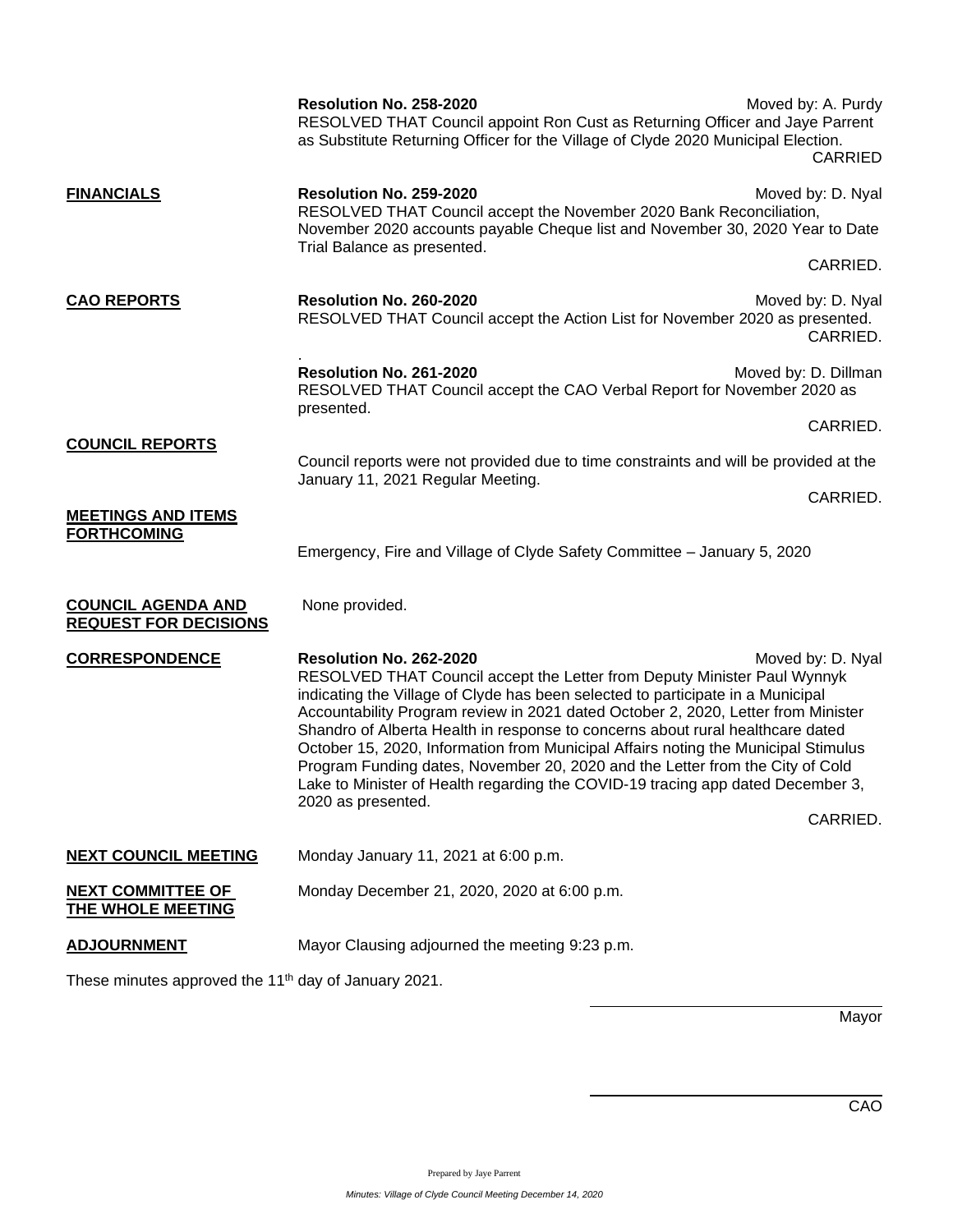**Resolution No. 258-2020** Moved by: A. Purdy
RESOLVED THAT Council appoint Ron Cust as Returning Officer and Jaye Parrent as Substitute Returning Officer for the Village of Clyde 2020 Municipal Election.
CARRIED

**FINANCIALS**

**Resolution No. 259-2020** Moved by: D. Nyal
RESOLVED THAT Council accept the November 2020 Bank Reconciliation, November 2020 accounts payable Cheque list and November 30, 2020 Year to Date Trial Balance as presented.
CARRIED.

**CAO REPORTS**

**Resolution No. 260-2020** Moved by: D. Nyal
RESOLVED THAT Council accept the Action List for November 2020 as presented.
CARRIED.

.
**Resolution No. 261-2020** Moved by: D. Dillman
RESOLVED THAT Council accept the CAO Verbal Report for November 2020 as presented.
CARRIED.

**COUNCIL REPORTS**

Council reports were not provided due to time constraints and will be provided at the January 11, 2021 Regular Meeting.
CARRIED.

**MEETINGS AND ITEMS FORTHCOMING**

Emergency, Fire and Village of Clyde Safety Committee – January 5, 2020

**COUNCIL AGENDA AND REQUEST FOR DECISIONS**

None provided.

**CORRESPONDENCE**

**Resolution No. 262-2020** Moved by: D. Nyal
RESOLVED THAT Council accept the Letter from Deputy Minister Paul Wynnyk indicating the Village of Clyde has been selected to participate in a Municipal Accountability Program review in 2021 dated October 2, 2020, Letter from Minister Shandro of Alberta Health in response to concerns about rural healthcare dated October 15, 2020, Information from Municipal Affairs noting the Municipal Stimulus Program Funding dates, November 20, 2020 and the Letter from the City of Cold Lake to Minister of Health regarding the COVID-19 tracing app dated December 3, 2020 as presented.
CARRIED.

**NEXT COUNCIL MEETING** Monday January 11, 2021 at 6:00 p.m.

**NEXT COMMITTEE OF THE WHOLE MEETING** Monday December 21, 2020, 2020 at 6:00 p.m.

**ADJOURNMENT** Mayor Clausing adjourned the meeting 9:23 p.m.

These minutes approved the 11th day of January 2021.

______________________
Mayor

______________________
CAO

Prepared by Jaye Parrent

*Minutes: Village of Clyde Council Meeting December 14, 2020*